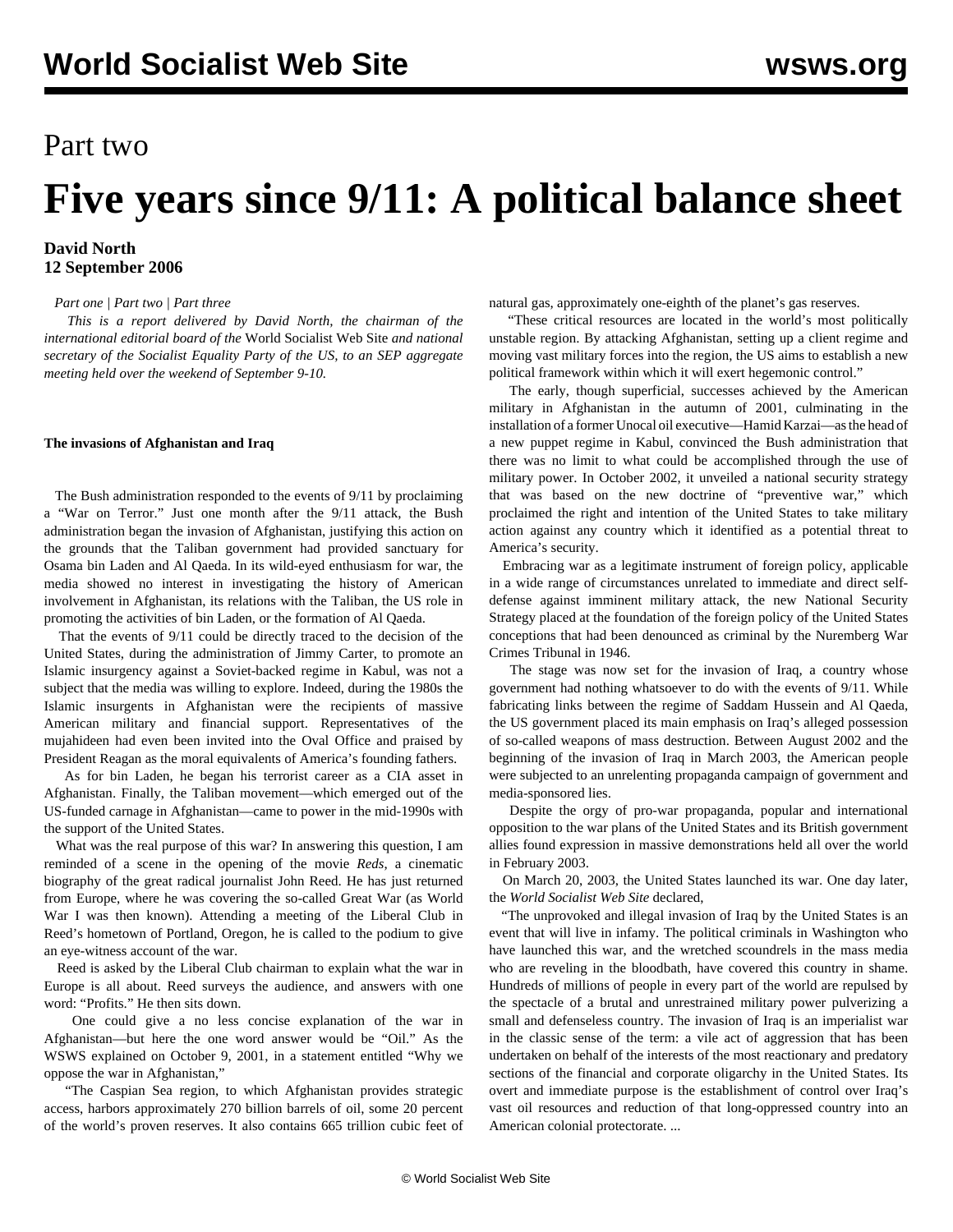Part two

# Five years since 9/11: A political balance sheet

**David North**
**12 September 2006**

*Part one | Part two | Part three*

*This is a report delivered by David North, the chairman of the international editorial board of the* World Socialist Web Site *and national secretary of the Socialist Equality Party of the US, to an SEP aggregate meeting held over the weekend of September 9-10.*

**The invasions of Afghanistan and Iraq**

The Bush administration responded to the events of 9/11 by proclaiming a "War on Terror." Just one month after the 9/11 attack, the Bush administration began the invasion of Afghanistan, justifying this action on the grounds that the Taliban government had provided sanctuary for Osama bin Laden and Al Qaeda. In its wild-eyed enthusiasm for war, the media showed no interest in investigating the history of American involvement in Afghanistan, its relations with the Taliban, the US role in promoting the activities of bin Laden, or the formation of Al Qaeda.

That the events of 9/11 could be directly traced to the decision of the United States, during the administration of Jimmy Carter, to promote an Islamic insurgency against a Soviet-backed regime in Kabul, was not a subject that the media was willing to explore. Indeed, during the 1980s the Islamic insurgents in Afghanistan were the recipients of massive American military and financial support. Representatives of the mujahideen had even been invited into the Oval Office and praised by President Reagan as the moral equivalents of America's founding fathers.

As for bin Laden, he began his terrorist career as a CIA asset in Afghanistan. Finally, the Taliban movement—which emerged out of the US-funded carnage in Afghanistan—came to power in the mid-1990s with the support of the United States.

What was the real purpose of this war? In answering this question, I am reminded of a scene in the opening of the movie *Reds*, a cinematic biography of the great radical journalist John Reed. He has just returned from Europe, where he was covering the so-called Great War (as World War I was then known). Attending a meeting of the Liberal Club in Reed's hometown of Portland, Oregon, he is called to the podium to give an eye-witness account of the war.

Reed is asked by the Liberal Club chairman to explain what the war in Europe is all about. Reed surveys the audience, and answers with one word: "Profits." He then sits down.

One could give a no less concise explanation of the war in Afghanistan—but here the one word answer would be "Oil." As the WSWS explained on October 9, 2001, in a statement entitled "Why we oppose the war in Afghanistan,"

"The Caspian Sea region, to which Afghanistan provides strategic access, harbors approximately 270 billion barrels of oil, some 20 percent of the world's proven reserves. It also contains 665 trillion cubic feet of natural gas, approximately one-eighth of the planet's gas reserves.

"These critical resources are located in the world's most politically unstable region. By attacking Afghanistan, setting up a client regime and moving vast military forces into the region, the US aims to establish a new political framework within which it will exert hegemonic control."

The early, though superficial, successes achieved by the American military in Afghanistan in the autumn of 2001, culminating in the installation of a former Unocal oil executive—Hamid Karzai—as the head of a new puppet regime in Kabul, convinced the Bush administration that there was no limit to what could be accomplished through the use of military power. In October 2002, it unveiled a national security strategy that was based on the new doctrine of "preventive war," which proclaimed the right and intention of the United States to take military action against any country which it identified as a potential threat to America's security.

Embracing war as a legitimate instrument of foreign policy, applicable in a wide range of circumstances unrelated to immediate and direct self-defense against imminent military attack, the new National Security Strategy placed at the foundation of the foreign policy of the United States conceptions that had been denounced as criminal by the Nuremberg War Crimes Tribunal in 1946.

The stage was now set for the invasion of Iraq, a country whose government had nothing whatsoever to do with the events of 9/11. While fabricating links between the regime of Saddam Hussein and Al Qaeda, the US government placed its main emphasis on Iraq's alleged possession of so-called weapons of mass destruction. Between August 2002 and the beginning of the invasion of Iraq in March 2003, the American people were subjected to an unrelenting propaganda campaign of government and media-sponsored lies.

Despite the orgy of pro-war propaganda, popular and international opposition to the war plans of the United States and its British government allies found expression in massive demonstrations held all over the world in February 2003.

On March 20, 2003, the United States launched its war. One day later, the *World Socialist Web Site* declared,

"The unprovoked and illegal invasion of Iraq by the United States is an event that will live in infamy. The political criminals in Washington who have launched this war, and the wretched scoundrels in the mass media who are reveling in the bloodbath, have covered this country in shame. Hundreds of millions of people in every part of the world are repulsed by the spectacle of a brutal and unrestrained military power pulverizing a small and defenseless country. The invasion of Iraq is an imperialist war in the classic sense of the term: a vile act of aggression that has been undertaken on behalf of the interests of the most reactionary and predatory sections of the financial and corporate oligarchy in the United States. Its overt and immediate purpose is the establishment of control over Iraq's vast oil resources and reduction of that long-oppressed country into an American colonial protectorate. ...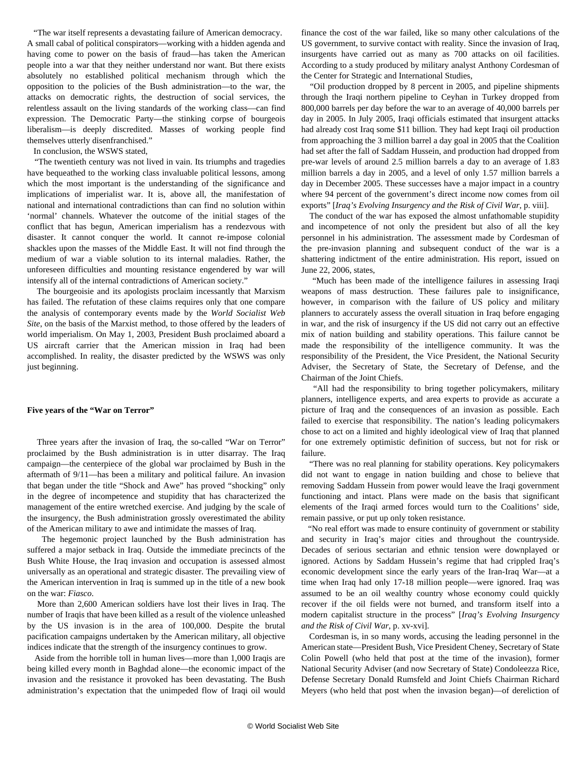"The war itself represents a devastating failure of American democracy. A small cabal of political conspirators—working with a hidden agenda and having come to power on the basis of fraud—has taken the American people into a war that they neither understand nor want. But there exists absolutely no established political mechanism through which the opposition to the policies of the Bush administration—to the war, the attacks on democratic rights, the destruction of social services, the relentless assault on the living standards of the working class—can find expression. The Democratic Party—the stinking corpse of bourgeois liberalism—is deeply discredited. Masses of working people find themselves utterly disenfranchised."

In conclusion, the WSWS stated,

"The twentieth century was not lived in vain. Its triumphs and tragedies have bequeathed to the working class invaluable political lessons, among which the most important is the understanding of the significance and implications of imperialist war. It is, above all, the manifestation of national and international contradictions than can find no solution within 'normal' channels. Whatever the outcome of the initial stages of the conflict that has begun, American imperialism has a rendezvous with disaster. It cannot conquer the world. It cannot re-impose colonial shackles upon the masses of the Middle East. It will not find through the medium of war a viable solution to its internal maladies. Rather, the unforeseen difficulties and mounting resistance engendered by war will intensify all of the internal contradictions of American society."

The bourgeoisie and its apologists proclaim incessantly that Marxism has failed. The refutation of these claims requires only that one compare the analysis of contemporary events made by the *World Socialist Web Site*, on the basis of the Marxist method, to those offered by the leaders of world imperialism. On May 1, 2003, President Bush proclaimed aboard a US aircraft carrier that the American mission in Iraq had been accomplished. In reality, the disaster predicted by the WSWS was only just beginning.

**Five years of the "War on Terror"**

Three years after the invasion of Iraq, the so-called "War on Terror" proclaimed by the Bush administration is in utter disarray. The Iraq campaign—the centerpiece of the global war proclaimed by Bush in the aftermath of 9/11—has been a military and political failure. An invasion that began under the title "Shock and Awe" has proved "shocking" only in the degree of incompetence and stupidity that has characterized the management of the entire wretched exercise. And judging by the scale of the insurgency, the Bush administration grossly overestimated the ability of the American military to awe and intimidate the masses of Iraq.

The hegemonic project launched by the Bush administration has suffered a major setback in Iraq. Outside the immediate precincts of the Bush White House, the Iraq invasion and occupation is assessed almost universally as an operational and strategic disaster. The prevailing view of the American intervention in Iraq is summed up in the title of a new book on the war: *Fiasco*.

More than 2,600 American soldiers have lost their lives in Iraq. The number of Iraqis that have been killed as a result of the violence unleashed by the US invasion is in the area of 100,000. Despite the brutal pacification campaigns undertaken by the American military, all objective indices indicate that the strength of the insurgency continues to grow.

Aside from the horrible toll in human lives—more than 1,000 Iraqis are being killed every month in Baghdad alone—the economic impact of the invasion and the resistance it provoked has been devastating. The Bush administration's expectation that the unimpeded flow of Iraqi oil would finance the cost of the war failed, like so many other calculations of the US government, to survive contact with reality. Since the invasion of Iraq, insurgents have carried out as many as 700 attacks on oil facilities. According to a study produced by military analyst Anthony Cordesman of the Center for Strategic and International Studies,

"Oil production dropped by 8 percent in 2005, and pipeline shipments through the Iraqi northern pipeline to Ceyhan in Turkey dropped from 800,000 barrels per day before the war to an average of 40,000 barrels per day in 2005. In July 2005, Iraqi officials estimated that insurgent attacks had already cost Iraq some $11 billion. They had kept Iraqi oil production from approaching the 3 million barrel a day goal in 2005 that the Coalition had set after the fall of Saddam Hussein, and production had dropped from pre-war levels of around 2.5 million barrels a day to an average of 1.83 million barrels a day in 2005, and a level of only 1.57 million barrels a day in December 2005. These successes have a major impact in a country where 94 percent of the government's direct income now comes from oil exports" [*Iraq's Evolving Insurgency and the Risk of Civil War*, p. viii].

The conduct of the war has exposed the almost unfathomable stupidity and incompetence of not only the president but also of all the key personnel in his administration. The assessment made by Cordesman of the pre-invasion planning and subsequent conduct of the war is a shattering indictment of the entire administration. His report, issued on June 22, 2006, states,

"Much has been made of the intelligence failures in assessing Iraqi weapons of mass destruction. These failures pale to insignificance, however, in comparison with the failure of US policy and military planners to accurately assess the overall situation in Iraq before engaging in war, and the risk of insurgency if the US did not carry out an effective mix of nation building and stability operations. This failure cannot be made the responsibility of the intelligence community. It was the responsibility of the President, the Vice President, the National Security Adviser, the Secretary of State, the Secretary of Defense, and the Chairman of the Joint Chiefs.

"All had the responsibility to bring together policymakers, military planners, intelligence experts, and area experts to provide as accurate a picture of Iraq and the consequences of an invasion as possible. Each failed to exercise that responsibility. The nation's leading policymakers chose to act on a limited and highly ideological view of Iraq that planned for one extremely optimistic definition of success, but not for risk or failure.

"There was no real planning for stability operations. Key policymakers did not want to engage in nation building and chose to believe that removing Saddam Hussein from power would leave the Iraqi government functioning and intact. Plans were made on the basis that significant elements of the Iraqi armed forces would turn to the Coalitions' side, remain passive, or put up only token resistance.

"No real effort was made to ensure continuity of government or stability and security in Iraq's major cities and throughout the countryside. Decades of serious sectarian and ethnic tension were downplayed or ignored. Actions by Saddam Hussein's regime that had crippled Iraq's economic development since the early years of the Iran-Iraq War—at a time when Iraq had only 17-18 million people—were ignored. Iraq was assumed to be an oil wealthy country whose economy could quickly recover if the oil fields were not burned, and transform itself into a modern capitalist structure in the process" [*Iraq's Evolving Insurgency and the Risk of Civil War*, p. xv-xvi].

Cordesman is, in so many words, accusing the leading personnel in the American state—President Bush, Vice President Cheney, Secretary of State Colin Powell (who held that post at the time of the invasion), former National Security Adviser (and now Secretary of State) Condoleezza Rice, Defense Secretary Donald Rumsfeld and Joint Chiefs Chairman Richard Meyers (who held that post when the invasion began)—of dereliction of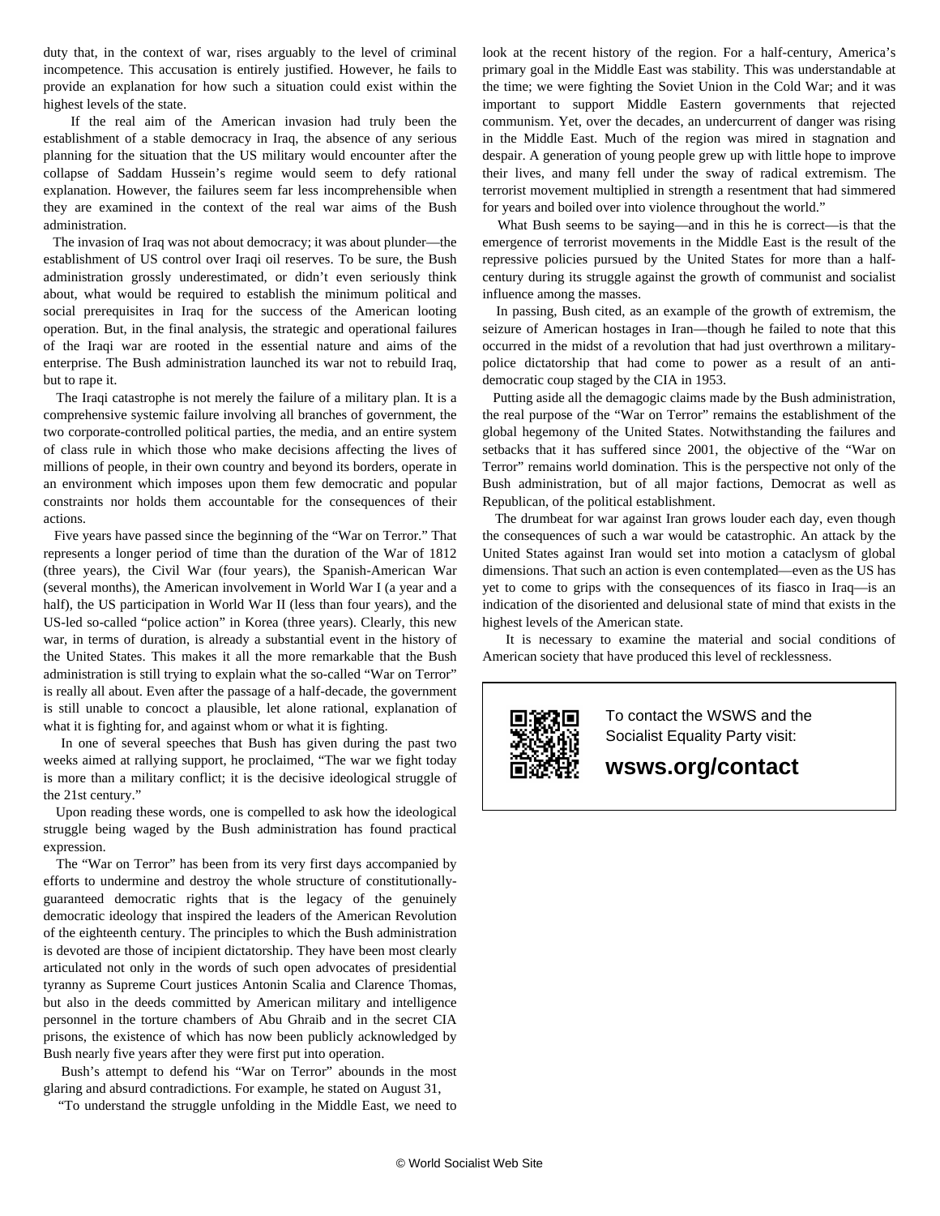duty that, in the context of war, rises arguably to the level of criminal incompetence. This accusation is entirely justified. However, he fails to provide an explanation for how such a situation could exist within the highest levels of the state.

If the real aim of the American invasion had truly been the establishment of a stable democracy in Iraq, the absence of any serious planning for the situation that the US military would encounter after the collapse of Saddam Hussein's regime would seem to defy rational explanation. However, the failures seem far less incomprehensible when they are examined in the context of the real war aims of the Bush administration.

The invasion of Iraq was not about democracy; it was about plunder—the establishment of US control over Iraqi oil reserves. To be sure, the Bush administration grossly underestimated, or didn't even seriously think about, what would be required to establish the minimum political and social prerequisites in Iraq for the success of the American looting operation. But, in the final analysis, the strategic and operational failures of the Iraqi war are rooted in the essential nature and aims of the enterprise. The Bush administration launched its war not to rebuild Iraq, but to rape it.

The Iraqi catastrophe is not merely the failure of a military plan. It is a comprehensive systemic failure involving all branches of government, the two corporate-controlled political parties, the media, and an entire system of class rule in which those who make decisions affecting the lives of millions of people, in their own country and beyond its borders, operate in an environment which imposes upon them few democratic and popular constraints nor holds them accountable for the consequences of their actions.

Five years have passed since the beginning of the "War on Terror." That represents a longer period of time than the duration of the War of 1812 (three years), the Civil War (four years), the Spanish-American War (several months), the American involvement in World War I (a year and a half), the US participation in World War II (less than four years), and the US-led so-called "police action" in Korea (three years). Clearly, this new war, in terms of duration, is already a substantial event in the history of the United States. This makes it all the more remarkable that the Bush administration is still trying to explain what the so-called "War on Terror" is really all about. Even after the passage of a half-decade, the government is still unable to concoct a plausible, let alone rational, explanation of what it is fighting for, and against whom or what it is fighting.

In one of several speeches that Bush has given during the past two weeks aimed at rallying support, he proclaimed, "The war we fight today is more than a military conflict; it is the decisive ideological struggle of the 21st century."

Upon reading these words, one is compelled to ask how the ideological struggle being waged by the Bush administration has found practical expression.

The "War on Terror" has been from its very first days accompanied by efforts to undermine and destroy the whole structure of constitutionally-guaranteed democratic rights that is the legacy of the genuinely democratic ideology that inspired the leaders of the American Revolution of the eighteenth century. The principles to which the Bush administration is devoted are those of incipient dictatorship. They have been most clearly articulated not only in the words of such open advocates of presidential tyranny as Supreme Court justices Antonin Scalia and Clarence Thomas, but also in the deeds committed by American military and intelligence personnel in the torture chambers of Abu Ghraib and in the secret CIA prisons, the existence of which has now been publicly acknowledged by Bush nearly five years after they were first put into operation.

Bush's attempt to defend his "War on Terror" abounds in the most glaring and absurd contradictions. For example, he stated on August 31,

"To understand the struggle unfolding in the Middle East, we need to look at the recent history of the region. For a half-century, America's primary goal in the Middle East was stability. This was understandable at the time; we were fighting the Soviet Union in the Cold War; and it was important to support Middle Eastern governments that rejected communism. Yet, over the decades, an undercurrent of danger was rising in the Middle East. Much of the region was mired in stagnation and despair. A generation of young people grew up with little hope to improve their lives, and many fell under the sway of radical extremism. The terrorist movement multiplied in strength a resentment that had simmered for years and boiled over into violence throughout the world."

What Bush seems to be saying—and in this he is correct—is that the emergence of terrorist movements in the Middle East is the result of the repressive policies pursued by the United States for more than a half-century during its struggle against the growth of communist and socialist influence among the masses.

In passing, Bush cited, as an example of the growth of extremism, the seizure of American hostages in Iran—though he failed to note that this occurred in the midst of a revolution that had just overthrown a military-police dictatorship that had come to power as a result of an anti-democratic coup staged by the CIA in 1953.

Putting aside all the demagogic claims made by the Bush administration, the real purpose of the "War on Terror" remains the establishment of the global hegemony of the United States. Notwithstanding the failures and setbacks that it has suffered since 2001, the objective of the "War on Terror" remains world domination. This is the perspective not only of the Bush administration, but of all major factions, Democrat as well as Republican, of the political establishment.

The drumbeat for war against Iran grows louder each day, even though the consequences of such a war would be catastrophic. An attack by the United States against Iran would set into motion a cataclysm of global dimensions. That such an action is even contemplated—even as the US has yet to come to grips with the consequences of its fiasco in Iraq—is an indication of the disoriented and delusional state of mind that exists in the highest levels of the American state.

It is necessary to examine the material and social conditions of American society that have produced this level of recklessness.

To contact the WSWS and the Socialist Equality Party visit:

**wsws.org/contact**